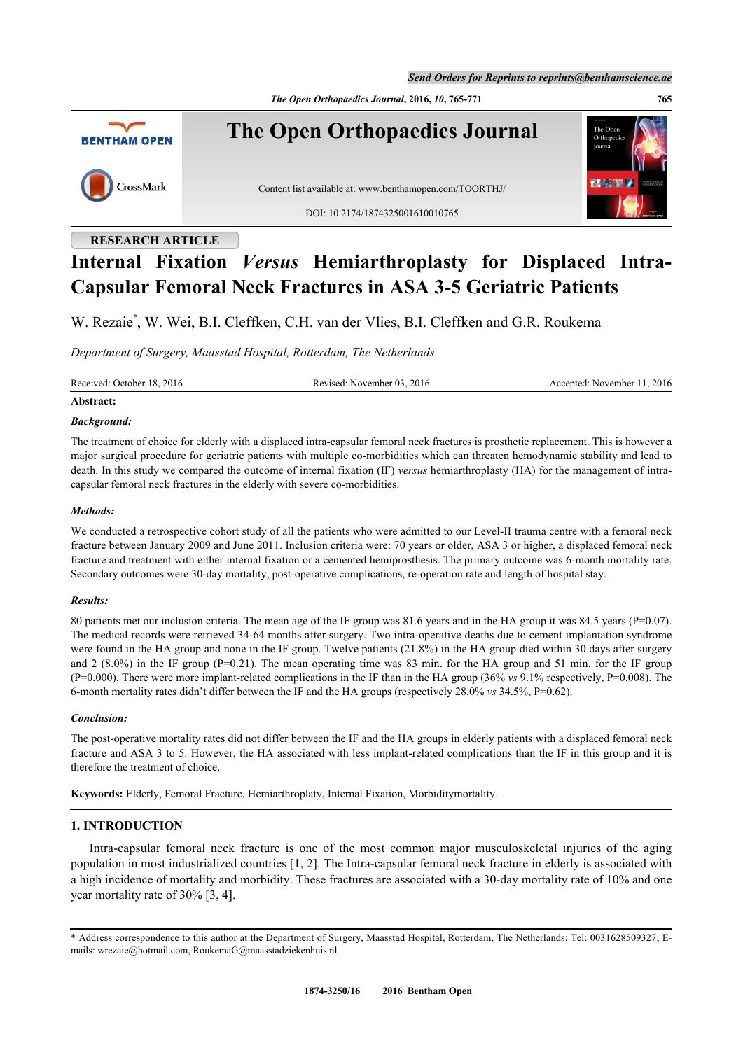RESEARCH ARTICLE

# Internal Fixation *Versus* Hemiarthroplasty for Displaced Intra-Capsular Femoral Neck Fractures in ASA 3-5 Geriatric Patients

W. Rezaie[*], W. Wei, B.I. Cleffken, C.H. van der Vlies, B.I. Cleffken and G.R. Roukema

*Department of Surgery, Maasstad Hospital, Rotterdam, The Netherlands*

Received: October 18, 2016 Revised: November 03, 2016 Accepted: November 11, 2016

**Abstract:**

***Background:***

The treatment of choice for elderly with a displaced intra-capsular femoral neck fractures is prosthetic replacement. This is however a major surgical procedure for geriatric patients with multiple co-morbidities which can threaten hemodynamic stability and lead to death. In this study we compared the outcome of internal fixation (IF) *versus* hemiarthroplasty (HA) for the management of intra-capsular femoral neck fractures in the elderly with severe co-morbidities.

***Methods:***

We conducted a retrospective cohort study of all the patients who were admitted to our Level-II trauma centre with a femoral neck fracture between January 2009 and June 2011. Inclusion criteria were: 70 years or older, ASA 3 or higher, a displaced femoral neck fracture and treatment with either internal fixation or a cemented hemiprosthesis. The primary outcome was 6-month mortality rate. Secondary outcomes were 30-day mortality, post-operative complications, re-operation rate and length of hospital stay.

***Results:***

80 patients met our inclusion criteria. The mean age of the IF group was 81.6 years and in the HA group it was 84.5 years (P=0.07). The medical records were retrieved 34-64 months after surgery. Two intra-operative deaths due to cement implantation syndrome were found in the HA group and none in the IF group. Twelve patients (21.8%) in the HA group died within 30 days after surgery and 2 (8.0%) in the IF group (P=0.21). The mean operating time was 83 min. for the HA group and 51 min. for the IF group (P=0.000). There were more implant-related complications in the IF than in the HA group (36% *vs* 9.1% respectively, P=0.008). The 6-month mortality rates didn't differ between the IF and the HA groups (respectively 28.0% *vs* 34.5%, P=0.62).

***Conclusion:***

The post-operative mortality rates did not differ between the IF and the HA groups in elderly patients with a displaced femoral neck fracture and ASA 3 to 5. However, the HA associated with less implant-related complications than the IF in this group and it is therefore the treatment of choice.

**Keywords:** Elderly, Femoral Fracture, Hemiarthroplasty, Internal Fixation, Morbiditymortality.

## 1. INTRODUCTION

Intra-capsular femoral neck fracture is one of the most common major musculoskeletal injuries of the aging population in most industrialized countries [1, 2]. The Intra-capsular femoral neck fracture in elderly is associated with a high incidence of mortality and morbidity. These fractures are associated with a 30-day mortality rate of 10% and one year mortality rate of 30% [3, 4].

\* Address correspondence to this author at the Department of Surgery, Maasstad Hospital, Rotterdam, The Netherlands; Tel: 0031628509327; E-mails: wrezaie@hotmail.com, RoukemaG@maasstadziekenhuis.nl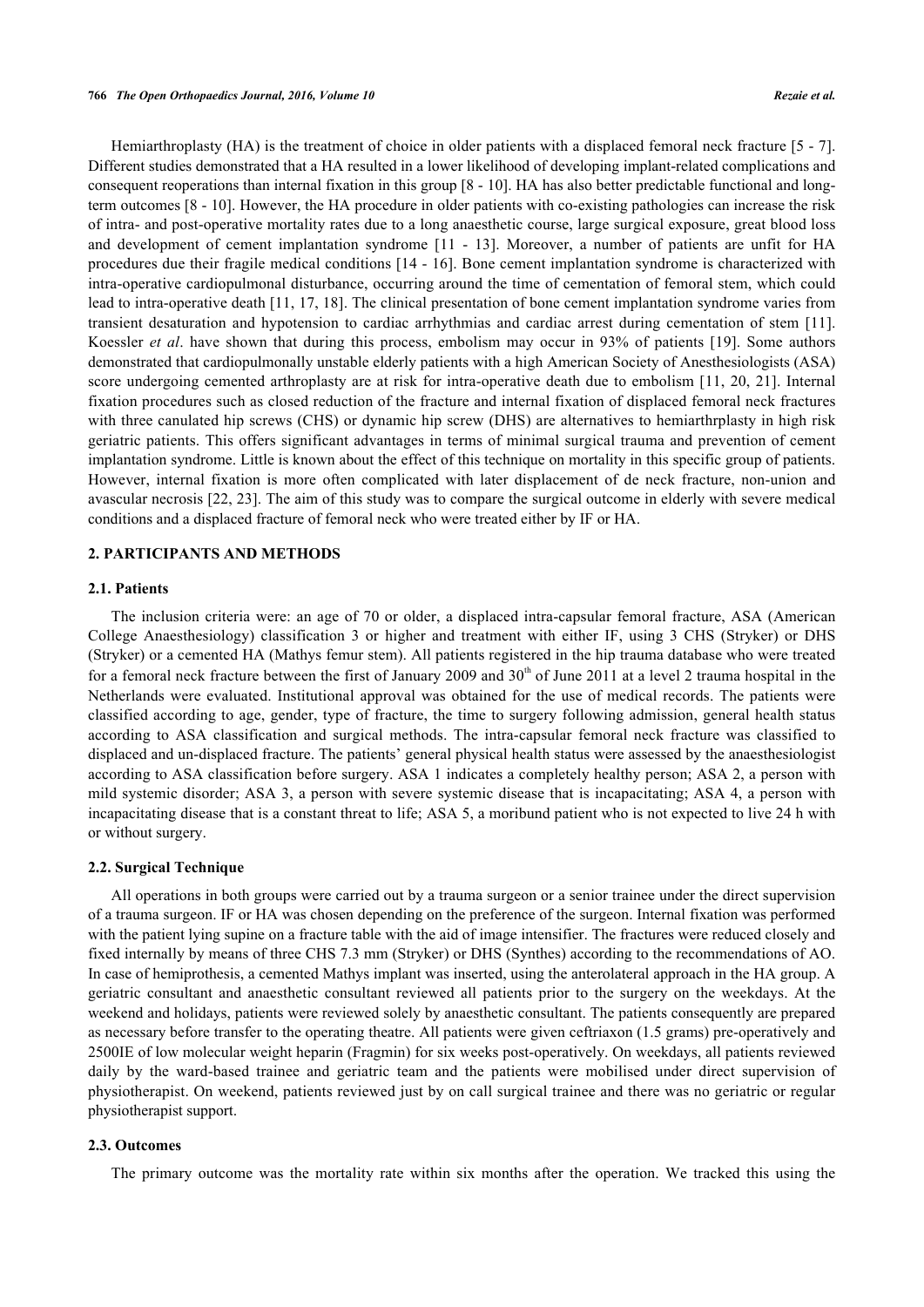Hemiarthroplasty (HA) is the treatment of choice in older patients with a displaced femoral neck fracture [5 - 7]. Different studies demonstrated that a HA resulted in a lower likelihood of developing implant-related complications and consequent reoperations than internal fixation in this group [8 - 10]. HA has also better predictable functional and long-term outcomes [8 - 10]. However, the HA procedure in older patients with co-existing pathologies can increase the risk of intra- and post-operative mortality rates due to a long anaesthetic course, large surgical exposure, great blood loss and development of cement implantation syndrome [11 - 13]. Moreover, a number of patients are unfit for HA procedures due their fragile medical conditions [14 - 16]. Bone cement implantation syndrome is characterized with intra-operative cardiopulmonal disturbance, occurring around the time of cementation of femoral stem, which could lead to intra-operative death [11, 17, 18]. The clinical presentation of bone cement implantation syndrome varies from transient desaturation and hypotension to cardiac arrhythmias and cardiac arrest during cementation of stem [11]. Koessler *et al*. have shown that during this process, embolism may occur in 93% of patients [19]. Some authors demonstrated that cardiopulmonally unstable elderly patients with a high American Society of Anesthesiologists (ASA) score undergoing cemented arthroplasty are at risk for intra-operative death due to embolism [11, 20, 21]. Internal fixation procedures such as closed reduction of the fracture and internal fixation of displaced femoral neck fractures with three canulated hip screws (CHS) or dynamic hip screw (DHS) are alternatives to hemiarthrplasty in high risk geriatric patients. This offers significant advantages in terms of minimal surgical trauma and prevention of cement implantation syndrome. Little is known about the effect of this technique on mortality in this specific group of patients. However, internal fixation is more often complicated with later displacement of de neck fracture, non-union and avascular necrosis [22, 23]. The aim of this study was to compare the surgical outcome in elderly with severe medical conditions and a displaced fracture of femoral neck who were treated either by IF or HA.

## 2. PARTICIPANTS AND METHODS

### 2.1. Patients

The inclusion criteria were: an age of 70 or older, a displaced intra-capsular femoral fracture, ASA (American College Anaesthesiology) classification 3 or higher and treatment with either IF, using 3 CHS (Stryker) or DHS (Stryker) or a cemented HA (Mathys femur stem). All patients registered in the hip trauma database who were treated for a femoral neck fracture between the first of January 2009 and 30th of June 2011 at a level 2 trauma hospital in the Netherlands were evaluated. Institutional approval was obtained for the use of medical records. The patients were classified according to age, gender, type of fracture, the time to surgery following admission, general health status according to ASA classification and surgical methods. The intra-capsular femoral neck fracture was classified to displaced and un-displaced fracture. The patients' general physical health status were assessed by the anaesthesiologist according to ASA classification before surgery. ASA 1 indicates a completely healthy person; ASA 2, a person with mild systemic disorder; ASA 3, a person with severe systemic disease that is incapacitating; ASA 4, a person with incapacitating disease that is a constant threat to life; ASA 5, a moribund patient who is not expected to live 24 h with or without surgery.

### 2.2. Surgical Technique

All operations in both groups were carried out by a trauma surgeon or a senior trainee under the direct supervision of a trauma surgeon. IF or HA was chosen depending on the preference of the surgeon. Internal fixation was performed with the patient lying supine on a fracture table with the aid of image intensifier. The fractures were reduced closely and fixed internally by means of three CHS 7.3 mm (Stryker) or DHS (Synthes) according to the recommendations of AO. In case of hemiprothesis, a cemented Mathys implant was inserted, using the anterolateral approach in the HA group. A geriatric consultant and anaesthetic consultant reviewed all patients prior to the surgery on the weekdays. At the weekend and holidays, patients were reviewed solely by anaesthetic consultant. The patients consequently are prepared as necessary before transfer to the operating theatre. All patients were given ceftriaxon (1.5 grams) pre-operatively and 2500IE of low molecular weight heparin (Fragmin) for six weeks post-operatively. On weekdays, all patients reviewed daily by the ward-based trainee and geriatric team and the patients were mobilised under direct supervision of physiotherapist. On weekend, patients reviewed just by on call surgical trainee and there was no geriatric or regular physiotherapist support.

### 2.3. Outcomes

The primary outcome was the mortality rate within six months after the operation. We tracked this using the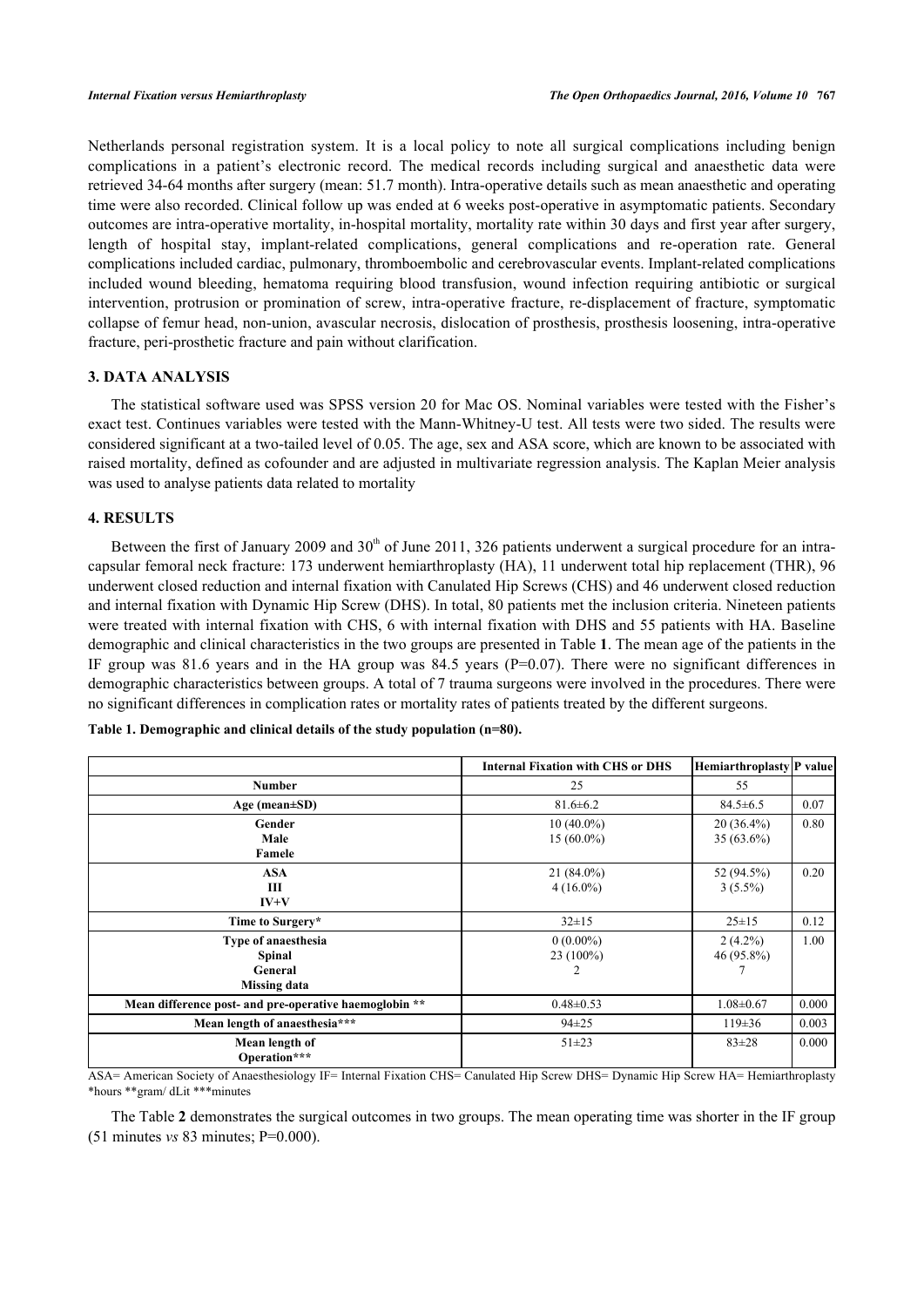Netherlands personal registration system. It is a local policy to note all surgical complications including benign complications in a patient's electronic record. The medical records including surgical and anaesthetic data were retrieved 34-64 months after surgery (mean: 51.7 month). Intra-operative details such as mean anaesthetic and operating time were also recorded. Clinical follow up was ended at 6 weeks post-operative in asymptomatic patients. Secondary outcomes are intra-operative mortality, in-hospital mortality, mortality rate within 30 days and first year after surgery, length of hospital stay, implant-related complications, general complications and re-operation rate. General complications included cardiac, pulmonary, thromboembolic and cerebrovascular events. Implant-related complications included wound bleeding, hematoma requiring blood transfusion, wound infection requiring antibiotic or surgical intervention, protrusion or promination of screw, intra-operative fracture, re-displacement of fracture, symptomatic collapse of femur head, non-union, avascular necrosis, dislocation of prosthesis, prosthesis loosening, intra-operative fracture, peri-prosthetic fracture and pain without clarification.

## 3. DATA ANALYSIS

The statistical software used was SPSS version 20 for Mac OS. Nominal variables were tested with the Fisher's exact test. Continues variables were tested with the Mann-Whitney-U test. All tests were two sided. The results were considered significant at a two-tailed level of 0.05. The age, sex and ASA score, which are known to be associated with raised mortality, defined as cofounder and are adjusted in multivariate regression analysis. The Kaplan Meier analysis was used to analyse patients data related to mortality

## 4. RESULTS

Between the first of January 2009 and 30th of June 2011, 326 patients underwent a surgical procedure for an intra-capsular femoral neck fracture: 173 underwent hemiarthroplasty (HA), 11 underwent total hip replacement (THR), 96 underwent closed reduction and internal fixation with Canulated Hip Screws (CHS) and 46 underwent closed reduction and internal fixation with Dynamic Hip Screw (DHS). In total, 80 patients met the inclusion criteria. Nineteen patients were treated with internal fixation with CHS, 6 with internal fixation with DHS and 55 patients with HA. Baseline demographic and clinical characteristics in the two groups are presented in Table **1**. The mean age of the patients in the IF group was 81.6 years and in the HA group was 84.5 years (P=0.07). There were no significant differences in demographic characteristics between groups. A total of 7 trauma surgeons were involved in the procedures. There were no significant differences in complication rates or mortality rates of patients treated by the different surgeons.

**Table 1. Demographic and clinical details of the study population (n=80).**

| | Internal Fixation with CHS or DHS | Hemiarthroplasty | P value |
|---|---|---|---|
| **Number** | 25 | 55 | |
| **Age (mean±SD)** | 81.6±6.2 | 84.5±6.5 | 0.07 |
| **Gender**<br>**Male**<br>**Famele** | 10 (40.0%)<br>15 (60.0%) | 20 (36.4%)<br>35 (63.6%) | 0.80 |
| **ASA**<br>**III**<br>**IV+V** | 21 (84.0%)<br>4 (16.0%) | 52 (94.5%)<br>3 (5.5%) | 0.20 |
| **Time to Surgery*** | 32±15 | 25±15 | 0.12 |
| **Type of anaesthesia**<br>**Spinal**<br>**General**<br>**Missing data** | 0 (0.00%)<br>23 (100%)<br>2 | 2 (4.2%)<br>46 (95.8%)<br>7 | 1.00 |
| **Mean difference post- and pre-operative haemoglobin **** | 0.48±0.53 | 1.08±0.67 | 0.000 |
| **Mean length of anaesthesia***** | 94±25 | 119±36 | 0.003 |
| **Mean length of Operation***** | 51±23 | 83±28 | 0.000 |

ASA= American Society of Anaesthesiology IF= Internal Fixation CHS= Canulated Hip Screw DHS= Dynamic Hip Screw HA= Hemiarthroplasty
*hours **gram/ dLit ***minutes

The Table **2** demonstrates the surgical outcomes in two groups. The mean operating time was shorter in the IF group (51 minutes *vs* 83 minutes; P=0.000).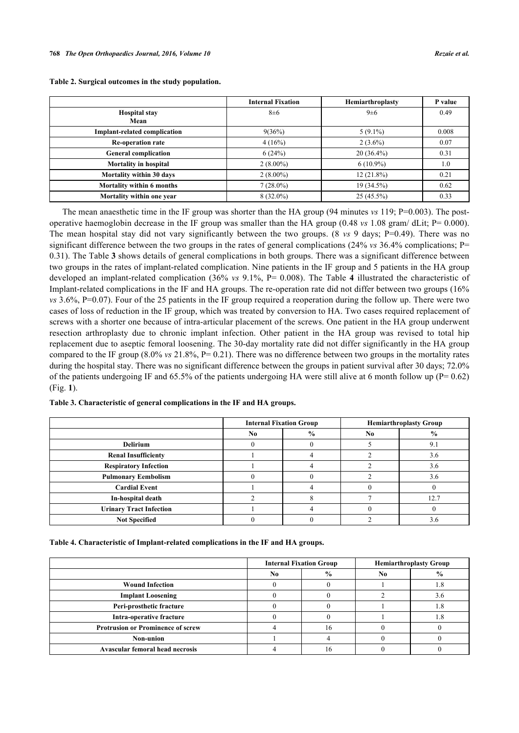**Table 2. Surgical outcomes in the study population.**

| | Internal Fixation | Hemiarthroplasty | P value |
|---|---|---|---|
| **Hospital stay Mean** | 8±6 | 9±6 | 0.49 |
| **Implant-related complication** | 9(36%) | 5 (9.1%) | 0.008 |
| **Re-operation rate** | 4 (16%) | 2 (3.6%) | 0.07 |
| **General complication** | 6 (24%) | 20 (36.4%) | 0.31 |
| **Mortality in hospital** | 2 (8.00%) | 6 (10.9%) | 1.0 |
| **Mortality within 30 days** | 2 (8.00%) | 12 (21.8%) | 0.21 |
| **Mortality within 6 months** | 7 (28.0%) | 19 (34.5%) | 0.62 |
| **Mortality within one year** | 8 (32.0%) | 25 (45.5%) | 0.33 |

The mean anaesthetic time in the IF group was shorter than the HA group (94 minutes *vs* 119; P=0.003). The post-operative haemoglobin decrease in the IF group was smaller than the HA group (0.48 *vs* 1.08 gram/ dLit; P= 0.000). The mean hospital stay did not vary significantly between the two groups. (8 *vs* 9 days; P=0.49). There was no significant difference between the two groups in the rates of general complications (24% *vs* 36.4% complications; P= 0.31). The Table **3** shows details of general complications in both groups. There was a significant difference between two groups in the rates of implant-related complication. Nine patients in the IF group and 5 patients in the HA group developed an implant-related complication (36% *vs* 9.1%, P= 0.008). The Table **4** illustrated the characteristic of Implant-related complications in the IF and HA groups. The re-operation rate did not differ between two groups (16% *vs* 3.6%, P=0.07). Four of the 25 patients in the IF group required a reoperation during the follow up. There were two cases of loss of reduction in the IF group, which was treated by conversion to HA. Two cases required replacement of screws with a shorter one because of intra-articular placement of the screws. One patient in the HA group underwent resection arthroplasty due to chronic implant infection. Other patient in the HA group was revised to total hip replacement due to aseptic femoral loosening. The 30-day mortality rate did not differ significantly in the HA group compared to the IF group (8.0% *vs* 21.8%, P= 0.21). There was no difference between two groups in the mortality rates during the hospital stay. There was no significant difference between the groups in patient survival after 30 days; 72.0% of the patients undergoing IF and 65.5% of the patients undergoing HA were still alive at 6 month follow up (P= 0.62) (Fig. **1**).

**Table 3. Characteristic of general complications in the IF and HA groups.**

| | Internal Fixation Group | | Hemiarthroplasty Group | |
|---|---|---|---|---|
| | No | % | No | % |
| **Delirium** | 0 | 0 | 5 | 9.1 |
| **Renal Insufficiency** | 1 | 4 | 2 | 3.6 |
| **Respiratory Infection** | 1 | 4 | 2 | 3.6 |
| **Pulmonary Embolism** | 0 | 0 | 2 | 3.6 |
| **Cardial Event** | 1 | 4 | 0 | 0 |
| **In-hospital death** | 2 | 8 | 7 | 12.7 |
| **Urinary Tract Infection** | 1 | 4 | 0 | 0 |
| **Not Specified** | 0 | 0 | 2 | 3.6 |

**Table 4. Characteristic of Implant-related complications in the IF and HA groups.**

| | Internal Fixation Group | | Hemiarthroplasty Group | |
|---|---|---|---|---|
| | No | % | No | % |
| **Wound Infection** | 0 | 0 | 1 | 1.8 |
| **Implant Loosening** | 0 | 0 | 2 | 3.6 |
| **Peri-prosthetic fracture** | 0 | 0 | 1 | 1.8 |
| **Intra-operative fracture** | 0 | 0 | 1 | 1.8 |
| **Protrusion or Prominence of screw** | 4 | 16 | 0 | 0 |
| **Non-union** | 1 | 4 | 0 | 0 |
| **Avascular femoral head necrosis** | 4 | 16 | 0 | 0 |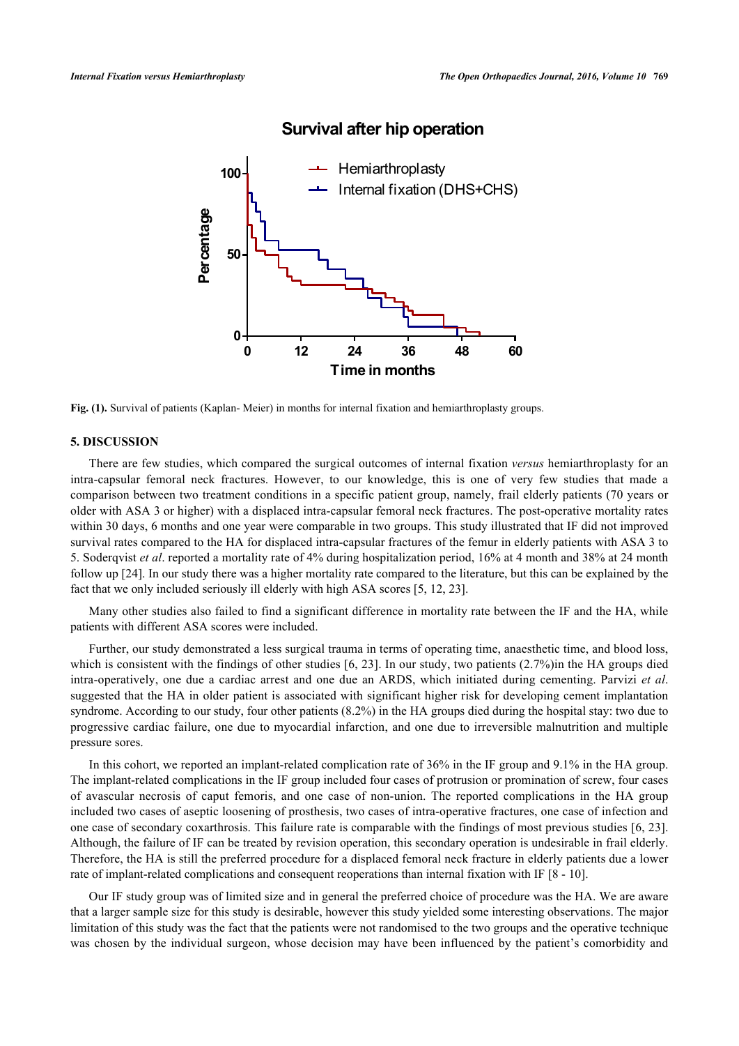Fig. (1). Survival of patients (Kaplan- Meier) in months for internal fixation and hemiarthroplasty groups.

## 5. DISCUSSION

There are few studies, which compared the surgical outcomes of internal fixation *versus* hemiarthroplasty for an intra-capsular femoral neck fractures. However, to our knowledge, this is one of very few studies that made a comparison between two treatment conditions in a specific patient group, namely, frail elderly patients (70 years or older with ASA 3 or higher) with a displaced intra-capsular femoral neck fractures. The post-operative mortality rates within 30 days, 6 months and one year were comparable in two groups. This study illustrated that IF did not improved survival rates compared to the HA for displaced intra-capsular fractures of the femur in elderly patients with ASA 3 to 5. Soderqvist *et al*. reported a mortality rate of 4% during hospitalization period, 16% at 4 month and 38% at 24 month follow up [24]. In our study there was a higher mortality rate compared to the literature, but this can be explained by the fact that we only included seriously ill elderly with high ASA scores [5, 12, 23].

Many other studies also failed to find a significant difference in mortality rate between the IF and the HA, while patients with different ASA scores were included.

Further, our study demonstrated a less surgical trauma in terms of operating time, anaesthetic time, and blood loss, which is consistent with the findings of other studies [6, 23]. In our study, two patients (2.7%)in the HA groups died intra-operatively, one due a cardiac arrest and one due an ARDS, which initiated during cementing. Parvizi *et al*. suggested that the HA in older patient is associated with significant higher risk for developing cement implantation syndrome. According to our study, four other patients (8.2%) in the HA groups died during the hospital stay: two due to progressive cardiac failure, one due to myocardial infarction, and one due to irreversible malnutrition and multiple pressure sores.

In this cohort, we reported an implant-related complication rate of 36% in the IF group and 9.1% in the HA group. The implant-related complications in the IF group included four cases of protrusion or promination of screw, four cases of avascular necrosis of caput femoris, and one case of non-union. The reported complications in the HA group included two cases of aseptic loosening of prosthesis, two cases of intra-operative fractures, one case of infection and one case of secondary coxarthrosis. This failure rate is comparable with the findings of most previous studies [6, 23]. Although, the failure of IF can be treated by revision operation, this secondary operation is undesirable in frail elderly. Therefore, the HA is still the preferred procedure for a displaced femoral neck fracture in elderly patients due a lower rate of implant-related complications and consequent reoperations than internal fixation with IF [8 - 10].

Our IF study group was of limited size and in general the preferred choice of procedure was the HA. We are aware that a larger sample size for this study is desirable, however this study yielded some interesting observations. The major limitation of this study was the fact that the patients were not randomised to the two groups and the operative technique was chosen by the individual surgeon, whose decision may have been influenced by the patient's comorbidity and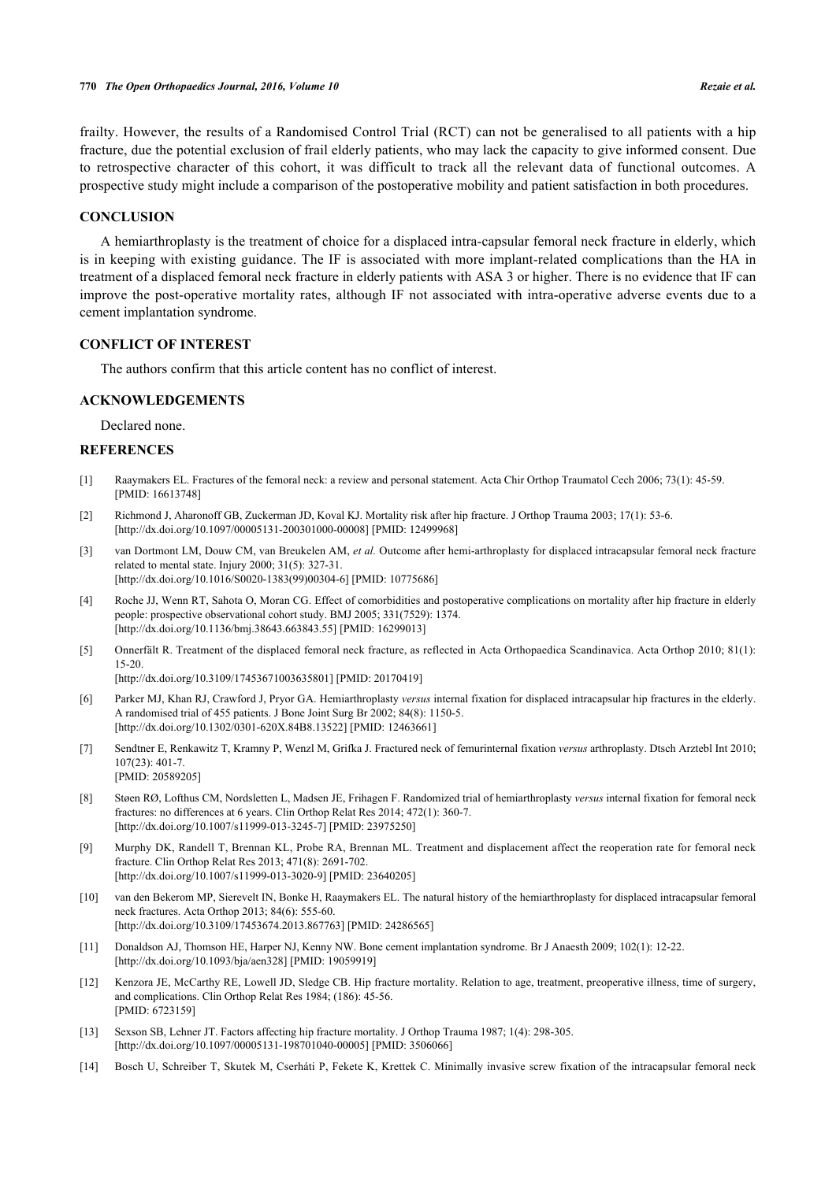frailty. However, the results of a Randomised Control Trial (RCT) can not be generalised to all patients with a hip fracture, due the potential exclusion of frail elderly patients, who may lack the capacity to give informed consent. Due to retrospective character of this cohort, it was difficult to track all the relevant data of functional outcomes. A prospective study might include a comparison of the postoperative mobility and patient satisfaction in both procedures.

## CONCLUSION

A hemiarthroplasty is the treatment of choice for a displaced intra-capsular femoral neck fracture in elderly, which is in keeping with existing guidance. The IF is associated with more implant-related complications than the HA in treatment of a displaced femoral neck fracture in elderly patients with ASA 3 or higher. There is no evidence that IF can improve the post-operative mortality rates, although IF not associated with intra-operative adverse events due to a cement implantation syndrome.

## CONFLICT OF INTEREST

The authors confirm that this article content has no conflict of interest.

## ACKNOWLEDGEMENTS

Declared none.

## REFERENCES

[1] Raaymakers EL. Fractures of the femoral neck: a review and personal statement. Acta Chir Orthop Traumatol Cech 2006; 73(1): 45-59. [PMID: 16613748]

[2] Richmond J, Aharonoff GB, Zuckerman JD, Koval KJ. Mortality risk after hip fracture. J Orthop Trauma 2003; 17(1): 53-6. [http://dx.doi.org/10.1097/00005131-200301000-00008] [PMID: 12499968]

[3] van Dortmont LM, Douw CM, van Breukelen AM, *et al.* Outcome after hemi-arthroplasty for displaced intracapsular femoral neck fracture related to mental state. Injury 2000; 31(5): 327-31. [http://dx.doi.org/10.1016/S0020-1383(99)00304-6] [PMID: 10775686]

[4] Roche JJ, Wenn RT, Sahota O, Moran CG. Effect of comorbidities and postoperative complications on mortality after hip fracture in elderly people: prospective observational cohort study. BMJ 2005; 331(7529): 1374. [http://dx.doi.org/10.1136/bmj.38643.663843.55] [PMID: 16299013]

[5] Onnerfält R. Treatment of the displaced femoral neck fracture, as reflected in Acta Orthopaedica Scandinavica. Acta Orthop 2010; 81(1): 15-20. [http://dx.doi.org/10.3109/17453671003635801] [PMID: 20170419]

[6] Parker MJ, Khan RJ, Crawford J, Pryor GA. Hemiarthroplasty *versus* internal fixation for displaced intracapsular hip fractures in the elderly. A randomised trial of 455 patients. J Bone Joint Surg Br 2002; 84(8): 1150-5. [http://dx.doi.org/10.1302/0301-620X.84B8.13522] [PMID: 12463661]

[7] Sendtner E, Renkawitz T, Kramny P, Wenzl M, Grifka J. Fractured neck of femurinternal fixation *versus* arthroplasty. Dtsch Arztebl Int 2010; 107(23): 401-7. [PMID: 20589205]

[8] Støen RØ, Lofthus CM, Nordsletten L, Madsen JE, Frihagen F. Randomized trial of hemiarthroplasty *versus* internal fixation for femoral neck fractures: no differences at 6 years. Clin Orthop Relat Res 2014; 472(1): 360-7. [http://dx.doi.org/10.1007/s11999-013-3245-7] [PMID: 23975250]

[9] Murphy DK, Randell T, Brennan KL, Probe RA, Brennan ML. Treatment and displacement affect the reoperation rate for femoral neck fracture. Clin Orthop Relat Res 2013; 471(8): 2691-702. [http://dx.doi.org/10.1007/s11999-013-3020-9] [PMID: 23640205]

[10] van den Bekerom MP, Sierevelt IN, Bonke H, Raaymakers EL. The natural history of the hemiarthroplasty for displaced intracapsular femoral neck fractures. Acta Orthop 2013; 84(6): 555-60. [http://dx.doi.org/10.3109/17453674.2013.867763] [PMID: 24286565]

[11] Donaldson AJ, Thomson HE, Harper NJ, Kenny NW. Bone cement implantation syndrome. Br J Anaesth 2009; 102(1): 12-22. [http://dx.doi.org/10.1093/bja/aen328] [PMID: 19059919]

[12] Kenzora JE, McCarthy RE, Lowell JD, Sledge CB. Hip fracture mortality. Relation to age, treatment, preoperative illness, time of surgery, and complications. Clin Orthop Relat Res 1984; (186): 45-56. [PMID: 6723159]

[13] Sexson SB, Lehner JT. Factors affecting hip fracture mortality. J Orthop Trauma 1987; 1(4): 298-305. [http://dx.doi.org/10.1097/00005131-198701040-00005] [PMID: 3506066]

[14] Bosch U, Schreiber T, Skutek M, Cserháti P, Fekete K, Krettek C. Minimally invasive screw fixation of the intracapsular femoral neck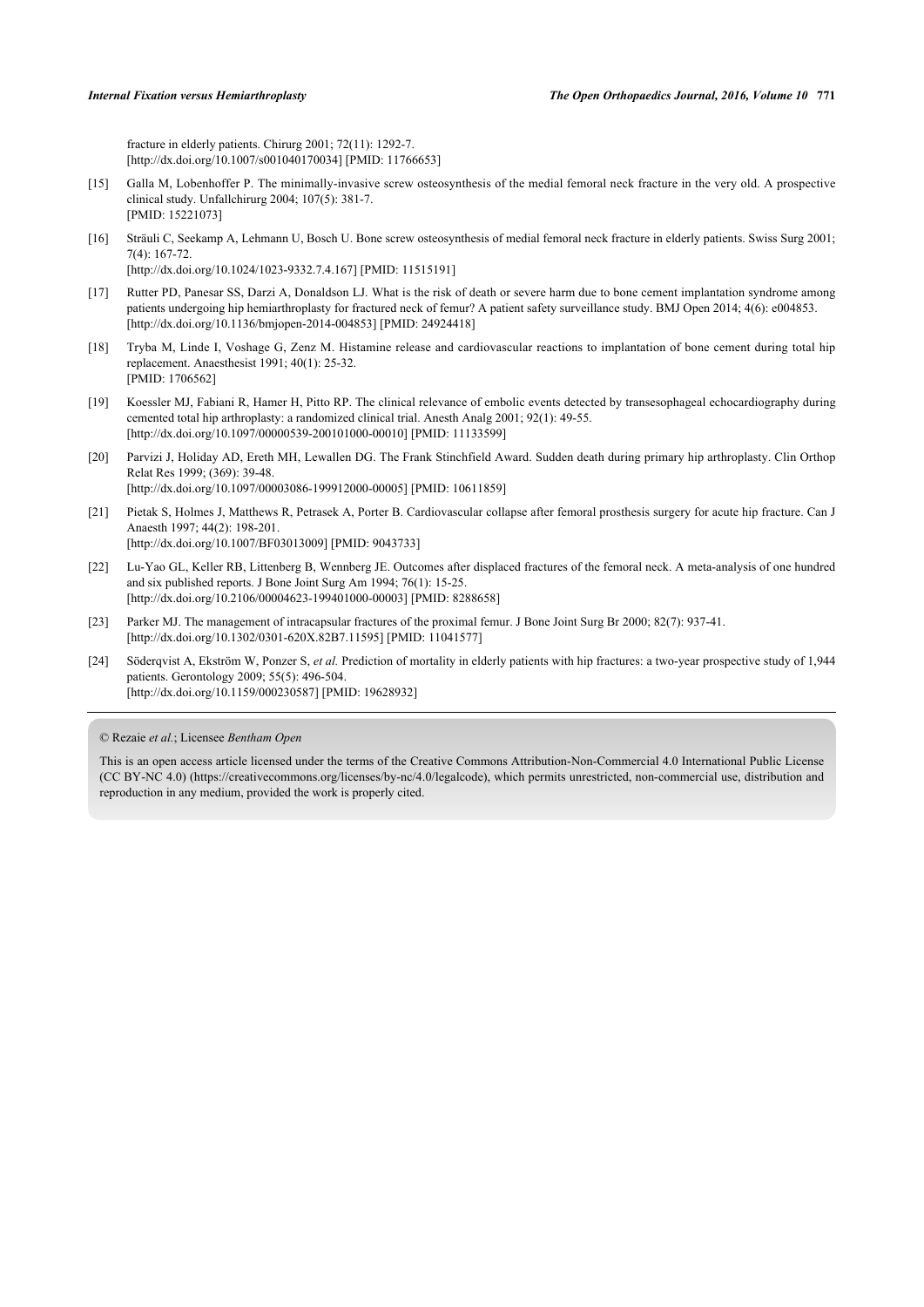fracture in elderly patients. Chirurg 2001; 72(11): 1292-7.
[http://dx.doi.org/10.1007/s001040170034] [PMID: 11766653]

[15] Galla M, Lobenhoffer P. The minimally-invasive screw osteosynthesis of the medial femoral neck fracture in the very old. A prospective clinical study. Unfallchirurg 2004; 107(5): 381-7.
[PMID: 15221073]

[16] Sträuli C, Seekamp A, Lehmann U, Bosch U. Bone screw osteosynthesis of medial femoral neck fracture in elderly patients. Swiss Surg 2001; 7(4): 167-72.
[http://dx.doi.org/10.1024/1023-9332.7.4.167] [PMID: 11515191]

[17] Rutter PD, Panesar SS, Darzi A, Donaldson LJ. What is the risk of death or severe harm due to bone cement implantation syndrome among patients undergoing hip hemiarthroplasty for fractured neck of femur? A patient safety surveillance study. BMJ Open 2014; 4(6): e004853.
[http://dx.doi.org/10.1136/bmjopen-2014-004853] [PMID: 24924418]

[18] Tryba M, Linde I, Voshage G, Zenz M. Histamine release and cardiovascular reactions to implantation of bone cement during total hip replacement. Anaesthesist 1991; 40(1): 25-32.
[PMID: 1706562]

[19] Koessler MJ, Fabiani R, Hamer H, Pitto RP. The clinical relevance of embolic events detected by transesophageal echocardiography during cemented total hip arthroplasty: a randomized clinical trial. Anesth Analg 2001; 92(1): 49-55.
[http://dx.doi.org/10.1097/00000539-200101000-00010] [PMID: 11133599]

[20] Parvizi J, Holiday AD, Ereth MH, Lewallen DG. The Frank Stinchfield Award. Sudden death during primary hip arthroplasty. Clin Orthop Relat Res 1999; (369): 39-48.
[http://dx.doi.org/10.1097/00003086-199912000-00005] [PMID: 10611859]

[21] Pietak S, Holmes J, Matthews R, Petrasek A, Porter B. Cardiovascular collapse after femoral prosthesis surgery for acute hip fracture. Can J Anaesth 1997; 44(2): 198-201.
[http://dx.doi.org/10.1007/BF03013009] [PMID: 9043733]

[22] Lu-Yao GL, Keller RB, Littenberg B, Wennberg JE. Outcomes after displaced fractures of the femoral neck. A meta-analysis of one hundred and six published reports. J Bone Joint Surg Am 1994; 76(1): 15-25.
[http://dx.doi.org/10.2106/00004623-199401000-00003] [PMID: 8288658]

[23] Parker MJ. The management of intracapsular fractures of the proximal femur. J Bone Joint Surg Br 2000; 82(7): 937-41.
[http://dx.doi.org/10.1302/0301-620X.82B7.11595] [PMID: 11041577]

[24] Söderqvist A, Ekström W, Ponzer S, *et al.* Prediction of mortality in elderly patients with hip fractures: a two-year prospective study of 1,944 patients. Gerontology 2009; 55(5): 496-504.
[http://dx.doi.org/10.1159/000230587] [PMID: 19628932]

© Rezaie *et al.*; Licensee *Bentham Open*

This is an open access article licensed under the terms of the Creative Commons Attribution-Non-Commercial 4.0 International Public License (CC BY-NC 4.0) (https://creativecommons.org/licenses/by-nc/4.0/legalcode), which permits unrestricted, non-commercial use, distribution and reproduction in any medium, provided the work is properly cited.